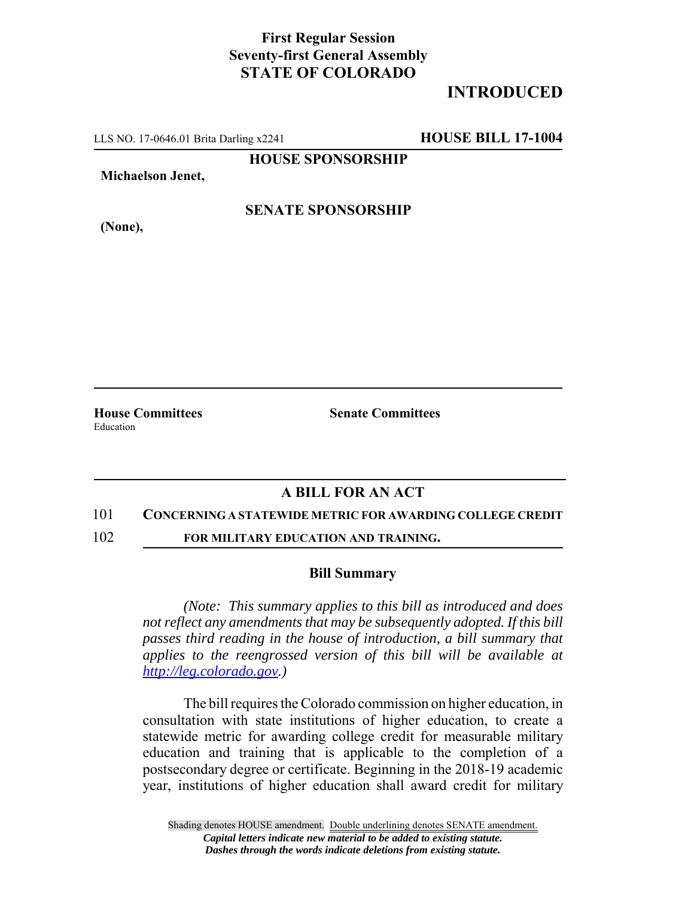**First Regular Session**
**Seventy-first General Assembly**
**STATE OF COLORADO**

# INTRODUCED

LLS NO. 17-0646.01 Brita Darling x2241 **HOUSE BILL 17-1004**

**HOUSE SPONSORSHIP**

**Michaelson Jenet,**

**SENATE SPONSORSHIP**

**(None),**

**House Committees**
Education

**Senate Committees**

## A BILL FOR AN ACT

101 **CONCERNING A STATEWIDE METRIC FOR AWARDING COLLEGE CREDIT**
102 **FOR MILITARY EDUCATION AND TRAINING.**

### Bill Summary

*(Note: This summary applies to this bill as introduced and does not reflect any amendments that may be subsequently adopted. If this bill passes third reading in the house of introduction, a bill summary that applies to the reengrossed version of this bill will be available at http://leg.colorado.gov.)*

The bill requires the Colorado commission on higher education, in consultation with state institutions of higher education, to create a statewide metric for awarding college credit for measurable military education and training that is applicable to the completion of a postsecondary degree or certificate. Beginning in the 2018-19 academic year, institutions of higher education shall award credit for military

Shading denotes HOUSE amendment. Double underlining denotes SENATE amendment.
*Capital letters indicate new material to be added to existing statute.*
*Dashes through the words indicate deletions from existing statute.*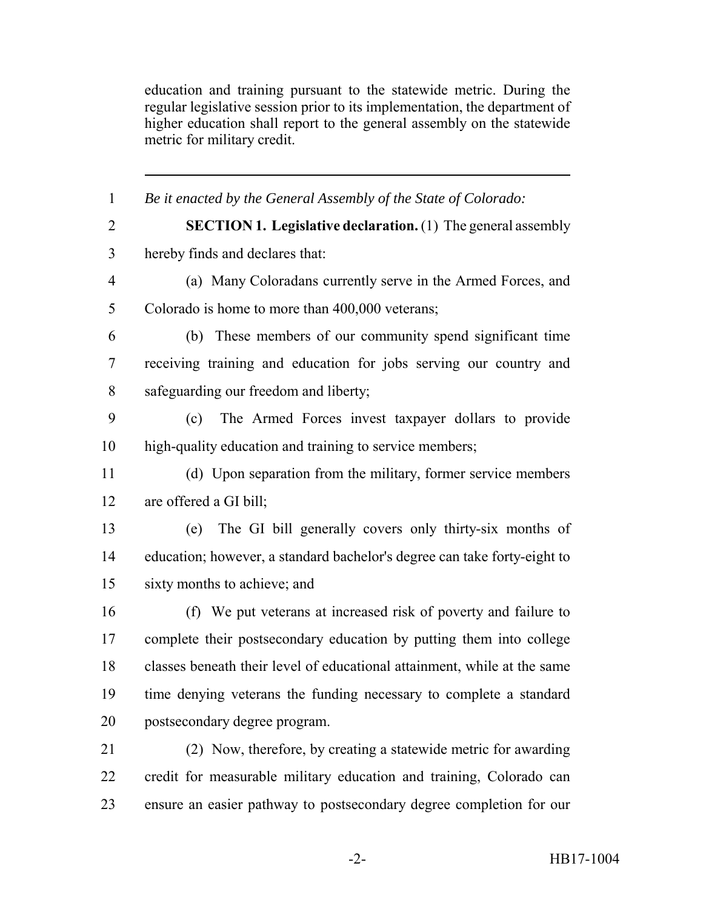education and training pursuant to the statewide metric. During the regular legislative session prior to its implementation, the department of higher education shall report to the general assembly on the statewide metric for military credit.

---

*Be it enacted by the General Assembly of the State of Colorado:*

**SECTION 1. Legislative declaration.** (1) The general assembly hereby finds and declares that:

(a) Many Coloradans currently serve in the Armed Forces, and Colorado is home to more than 400,000 veterans;

(b) These members of our community spend significant time receiving training and education for jobs serving our country and safeguarding our freedom and liberty;

(c) The Armed Forces invest taxpayer dollars to provide high-quality education and training to service members;

(d) Upon separation from the military, former service members are offered a GI bill;

(e) The GI bill generally covers only thirty-six months of education; however, a standard bachelor's degree can take forty-eight to sixty months to achieve; and

(f) We put veterans at increased risk of poverty and failure to complete their postsecondary education by putting them into college classes beneath their level of educational attainment, while at the same time denying veterans the funding necessary to complete a standard postsecondary degree program.

(2) Now, therefore, by creating a statewide metric for awarding credit for measurable military education and training, Colorado can ensure an easier pathway to postsecondary degree completion for our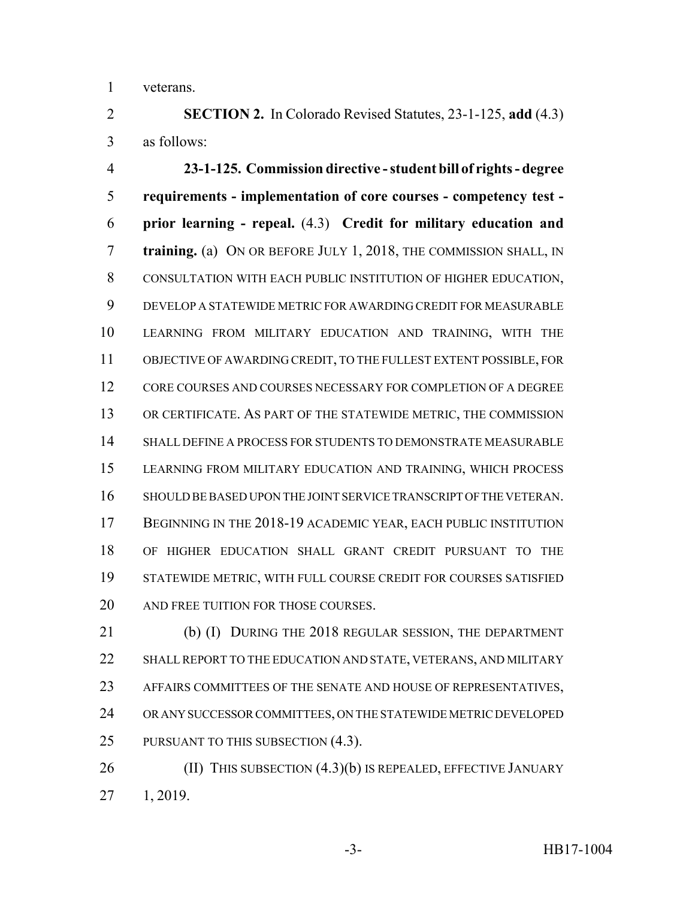veterans.

**SECTION 2.** In Colorado Revised Statutes, 23-1-125, **add** (4.3) as follows:

**23-1-125. Commission directive - student bill of rights - degree requirements - implementation of core courses - competency test - prior learning - repeal.** (4.3) **Credit for military education and training.** (a) ON OR BEFORE JULY 1, 2018, THE COMMISSION SHALL, IN CONSULTATION WITH EACH PUBLIC INSTITUTION OF HIGHER EDUCATION, DEVELOP A STATEWIDE METRIC FOR AWARDING CREDIT FOR MEASURABLE LEARNING FROM MILITARY EDUCATION AND TRAINING, WITH THE OBJECTIVE OF AWARDING CREDIT, TO THE FULLEST EXTENT POSSIBLE, FOR CORE COURSES AND COURSES NECESSARY FOR COMPLETION OF A DEGREE OR CERTIFICATE. AS PART OF THE STATEWIDE METRIC, THE COMMISSION SHALL DEFINE A PROCESS FOR STUDENTS TO DEMONSTRATE MEASURABLE LEARNING FROM MILITARY EDUCATION AND TRAINING, WHICH PROCESS SHOULD BE BASED UPON THE JOINT SERVICE TRANSCRIPT OF THE VETERAN. BEGINNING IN THE 2018-19 ACADEMIC YEAR, EACH PUBLIC INSTITUTION OF HIGHER EDUCATION SHALL GRANT CREDIT PURSUANT TO THE STATEWIDE METRIC, WITH FULL COURSE CREDIT FOR COURSES SATISFIED AND FREE TUITION FOR THOSE COURSES.

(b) (I) DURING THE 2018 REGULAR SESSION, THE DEPARTMENT SHALL REPORT TO THE EDUCATION AND STATE, VETERANS, AND MILITARY AFFAIRS COMMITTEES OF THE SENATE AND HOUSE OF REPRESENTATIVES, OR ANY SUCCESSOR COMMITTEES, ON THE STATEWIDE METRIC DEVELOPED PURSUANT TO THIS SUBSECTION (4.3).

(II) THIS SUBSECTION (4.3)(b) IS REPEALED, EFFECTIVE JANUARY 1, 2019.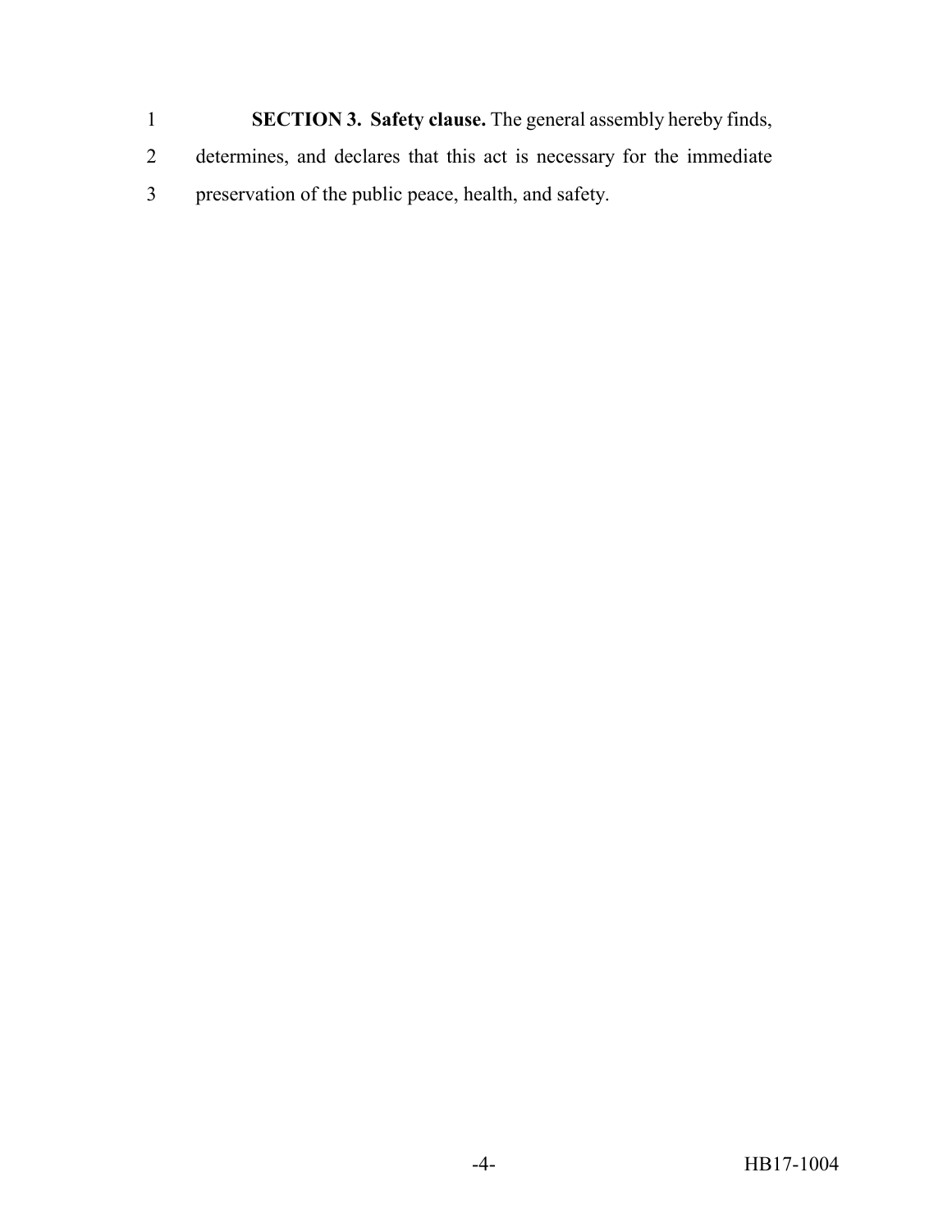**SECTION 3. Safety clause.** The general assembly hereby finds, determines, and declares that this act is necessary for the immediate preservation of the public peace, health, and safety.